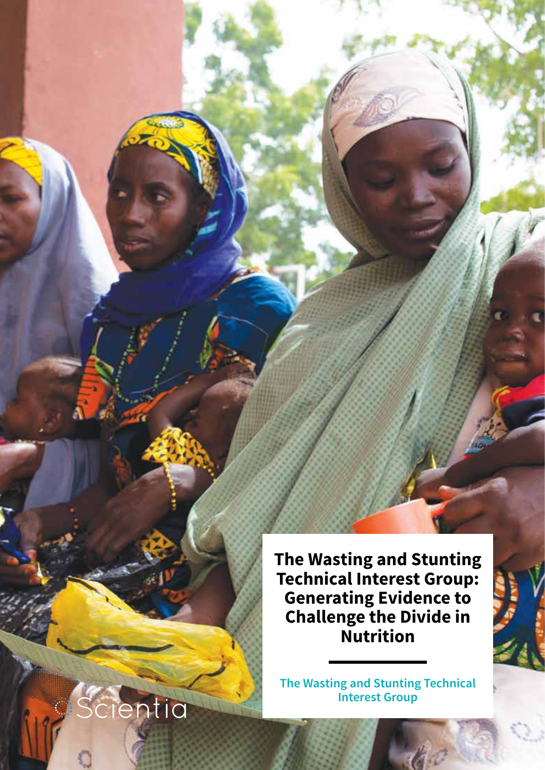# The Wasting and Stunting Technical Interest Group: Generating Evidence to Challenge the Divide in Nutrition

**The Wasting and Stunting Technical Interest Group**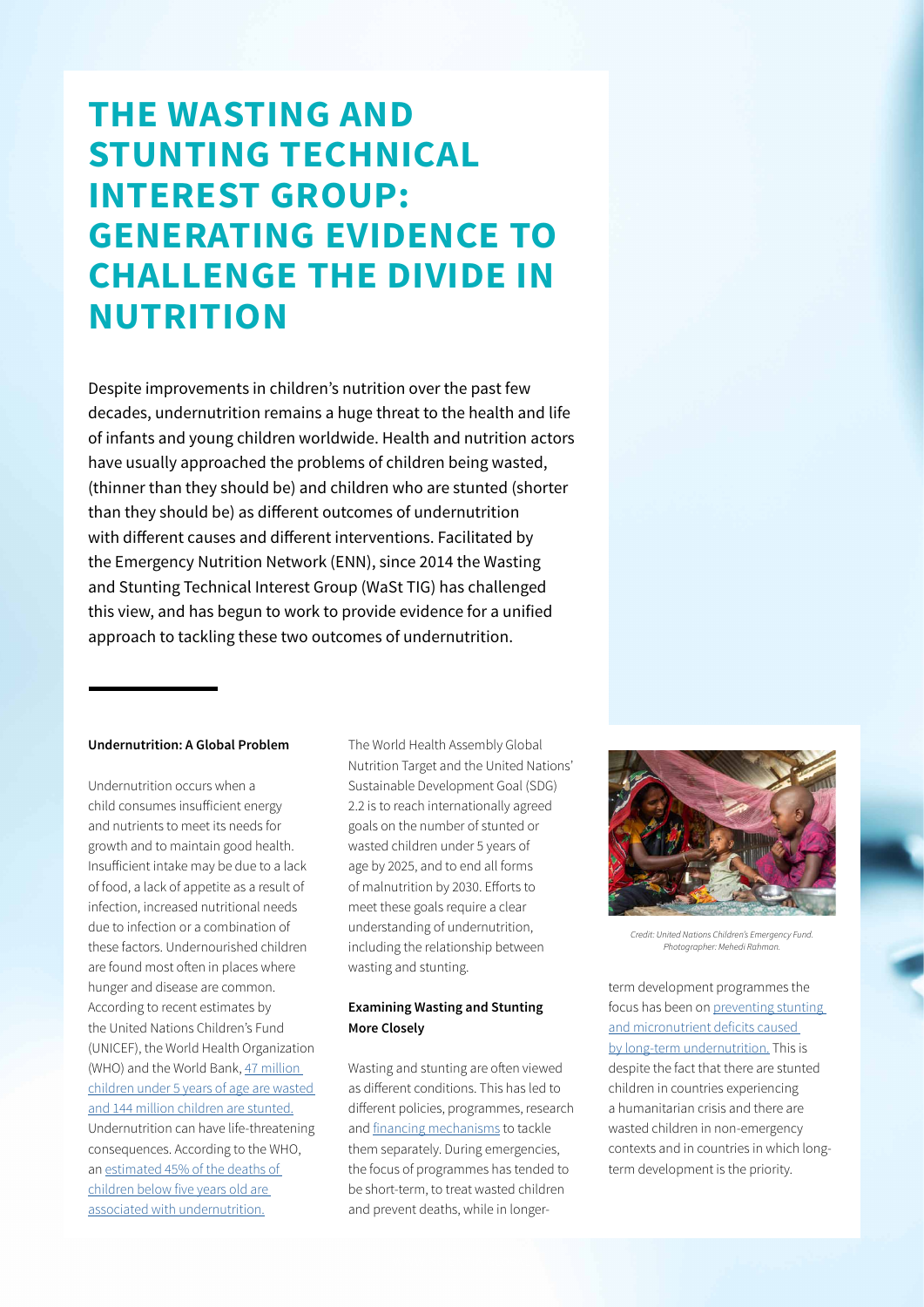# THE WASTING AND STUNTING TECHNICAL INTEREST GROUP: GENERATING EVIDENCE TO CHALLENGE THE DIVIDE IN NUTRITION

Despite improvements in children's nutrition over the past few decades, undernutrition remains a huge threat to the health and life of infants and young children worldwide. Health and nutrition actors have usually approached the problems of children being wasted, (thinner than they should be) and children who are stunted (shorter than they should be) as different outcomes of undernutrition with different causes and different interventions. Facilitated by the Emergency Nutrition Network (ENN), since 2014 the Wasting and Stunting Technical Interest Group (WaSt TIG) has challenged this view, and has begun to work to provide evidence for a unified approach to tackling these two outcomes of undernutrition.

### Undernutrition: A Global Problem

Undernutrition occurs when a child consumes insufficient energy and nutrients to meet its needs for growth and to maintain good health. Insufficient intake may be due to a lack of food, a lack of appetite as a result of infection, increased nutritional needs due to infection or a combination of these factors. Undernourished children are found most often in places where hunger and disease are common. According to recent estimates by the United Nations Children's Fund (UNICEF), the World Health Organization (WHO) and the World Bank, 47 million children under 5 years of age are wasted and 144 million children are stunted. Undernutrition can have life-threatening consequences. According to the WHO, an estimated 45% of the deaths of children below five years old are associated with undernutrition.

The World Health Assembly Global Nutrition Target and the United Nations' Sustainable Development Goal (SDG) 2.2 is to reach internationally agreed goals on the number of stunted or wasted children under 5 years of age by 2025, and to end all forms of malnutrition by 2030. Efforts to meet these goals require a clear understanding of undernutrition, including the relationship between wasting and stunting.

### Examining Wasting and Stunting More Closely

Wasting and stunting are often viewed as different conditions. This has led to different policies, programmes, research and financing mechanisms to tackle them separately. During emergencies, the focus of programmes has tended to be short-term, to treat wasted children and prevent deaths, while in longer-term development programmes the focus has been on preventing stunting and micronutrient deficits caused by long-term undernutrition. This is despite the fact that there are stunted children in countries experiencing a humanitarian crisis and there are wasted children in non-emergency contexts and in countries in which long-term development is the priority.

*Credit: United Nations Children's Emergency Fund. Photographer: Mehedi Rahman.*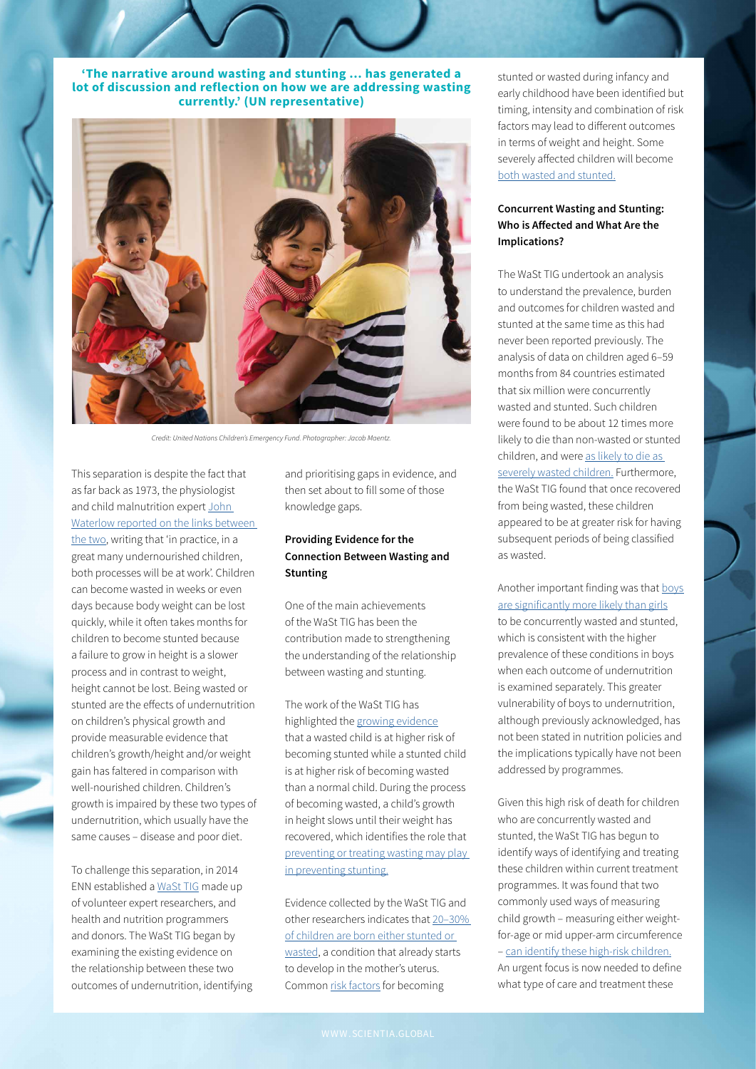**'The narrative around wasting and stunting ... has generated a lot of discussion and reflection on how we are addressing wasting currently.' (UN representative)**

*Credit: United Nations Children's Emergency Fund. Photographer: Jacob Maentz.*

This separation is despite the fact that as far back as 1973, the physiologist and child malnutrition expert John Waterlow reported on the links between the two, writing that 'in practice, in a great many undernourished children, both processes will be at work'. Children can become wasted in weeks or even days because body weight can be lost quickly, while it often takes months for children to become stunted because a failure to grow in height is a slower process and in contrast to weight, height cannot be lost. Being wasted or stunted are the effects of undernutrition on children's physical growth and provide measurable evidence that children's growth/height and/or weight gain has faltered in comparison with well-nourished children. Children's growth is impaired by these two types of undernutrition, which usually have the same causes – disease and poor diet.

To challenge this separation, in 2014 ENN established a WaSt TIG made up of volunteer expert researchers, and health and nutrition programmers and donors. The WaSt TIG began by examining the existing evidence on the relationship between these two outcomes of undernutrition, identifying and prioritising gaps in evidence, and then set about to fill some of those knowledge gaps.

### Providing Evidence for the Connection Between Wasting and Stunting

One of the main achievements of the WaSt TIG has been the contribution made to strengthening the understanding of the relationship between wasting and stunting.

The work of the WaSt TIG has highlighted the growing evidence that a wasted child is at higher risk of becoming stunted while a stunted child is at higher risk of becoming wasted than a normal child. During the process of becoming wasted, a child's growth in height slows until their weight has recovered, which identifies the role that preventing or treating wasting may play in preventing stunting.

Evidence collected by the WaSt TIG and other researchers indicates that 20–30% of children are born either stunted or wasted, a condition that already starts to develop in the mother's uterus. Common risk factors for becoming stunted or wasted during infancy and early childhood have been identified but timing, intensity and combination of risk factors may lead to different outcomes in terms of weight and height. Some severely affected children will become both wasted and stunted.

### Concurrent Wasting and Stunting: Who is Affected and What Are the Implications?

The WaSt TIG undertook an analysis to understand the prevalence, burden and outcomes for children wasted and stunted at the same time as this had never been reported previously. The analysis of data on children aged 6–59 months from 84 countries estimated that six million were concurrently wasted and stunted. Such children were found to be about 12 times more likely to die than non-wasted or stunted children, and were as likely to die as severely wasted children. Furthermore, the WaSt TIG found that once recovered from being wasted, these children appeared to be at greater risk for having subsequent periods of being classified as wasted.

Another important finding was that boys are significantly more likely than girls to be concurrently wasted and stunted, which is consistent with the higher prevalence of these conditions in boys when each outcome of undernutrition is examined separately. This greater vulnerability of boys to undernutrition, although previously acknowledged, has not been stated in nutrition policies and the implications typically have not been addressed by programmes.

Given this high risk of death for children who are concurrently wasted and stunted, the WaSt TIG has begun to identify ways of identifying and treating these children within current treatment programmes. It was found that two commonly used ways of measuring child growth – measuring either weight-for-age or mid upper-arm circumference – can identify these high-risk children. An urgent focus is now needed to define what type of care and treatment these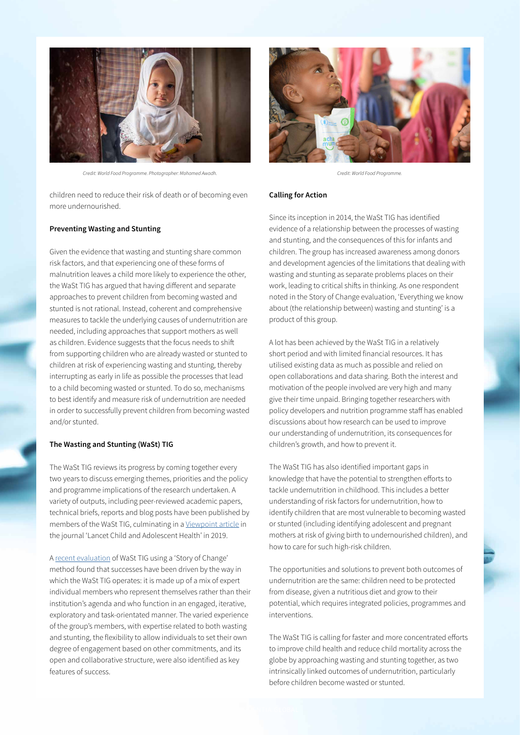Credit: World Food Programme. Photographer: Mohamed Awadh.

Credit: World Food Programme.

children need to reduce their risk of death or of becoming even more undernourished.

**Preventing Wasting and Stunting**

Given the evidence that wasting and stunting share common risk factors, and that experiencing one of these forms of malnutrition leaves a child more likely to experience the other, the WaSt TIG has argued that having different and separate approaches to prevent children from becoming wasted and stunted is not rational. Instead, coherent and comprehensive measures to tackle the underlying causes of undernutrition are needed, including approaches that support mothers as well as children. Evidence suggests that the focus needs to shift from supporting children who are already wasted or stunted to children at risk of experiencing wasting and stunting, thereby interrupting as early in life as possible the processes that lead to a child becoming wasted or stunted. To do so, mechanisms to best identify and measure risk of undernutrition are needed in order to successfully prevent children from becoming wasted and/or stunted.

**The Wasting and Stunting (WaSt) TIG**

The WaSt TIG reviews its progress by coming together every two years to discuss emerging themes, priorities and the policy and programme implications of the research undertaken. A variety of outputs, including peer-reviewed academic papers, technical briefs, reports and blog posts have been published by members of the WaSt TIG, culminating in a Viewpoint article in the journal 'Lancet Child and Adolescent Health' in 2019.

A recent evaluation of WaSt TIG using a 'Story of Change' method found that successes have been driven by the way in which the WaSt TIG operates: it is made up of a mix of expert individual members who represent themselves rather than their institution's agenda and who function in an engaged, iterative, exploratory and task-orientated manner. The varied experience of the group's members, with expertise related to both wasting and stunting, the flexibility to allow individuals to set their own degree of engagement based on other commitments, and its open and collaborative structure, were also identified as key features of success.

**Calling for Action**

Since its inception in 2014, the WaSt TIG has identified evidence of a relationship between the processes of wasting and stunting, and the consequences of this for infants and children. The group has increased awareness among donors and development agencies of the limitations that dealing with wasting and stunting as separate problems places on their work, leading to critical shifts in thinking. As one respondent noted in the Story of Change evaluation, 'Everything we know about (the relationship between) wasting and stunting' is a product of this group.

A lot has been achieved by the WaSt TIG in a relatively short period and with limited financial resources. It has utilised existing data as much as possible and relied on open collaborations and data sharing. Both the interest and motivation of the people involved are very high and many give their time unpaid. Bringing together researchers with policy developers and nutrition programme staff has enabled discussions about how research can be used to improve our understanding of undernutrition, its consequences for children's growth, and how to prevent it.

The WaSt TIG has also identified important gaps in knowledge that have the potential to strengthen efforts to tackle undernutrition in childhood. This includes a better understanding of risk factors for undernutrition, how to identify children that are most vulnerable to becoming wasted or stunted (including identifying adolescent and pregnant mothers at risk of giving birth to undernourished children), and how to care for such high-risk children.

The opportunities and solutions to prevent both outcomes of undernutrition are the same: children need to be protected from disease, given a nutritious diet and grow to their potential, which requires integrated policies, programmes and interventions.

The WaSt TIG is calling for faster and more concentrated efforts to improve child health and reduce child mortality across the globe by approaching wasting and stunting together, as two intrinsically linked outcomes of undernutrition, particularly before children become wasted or stunted.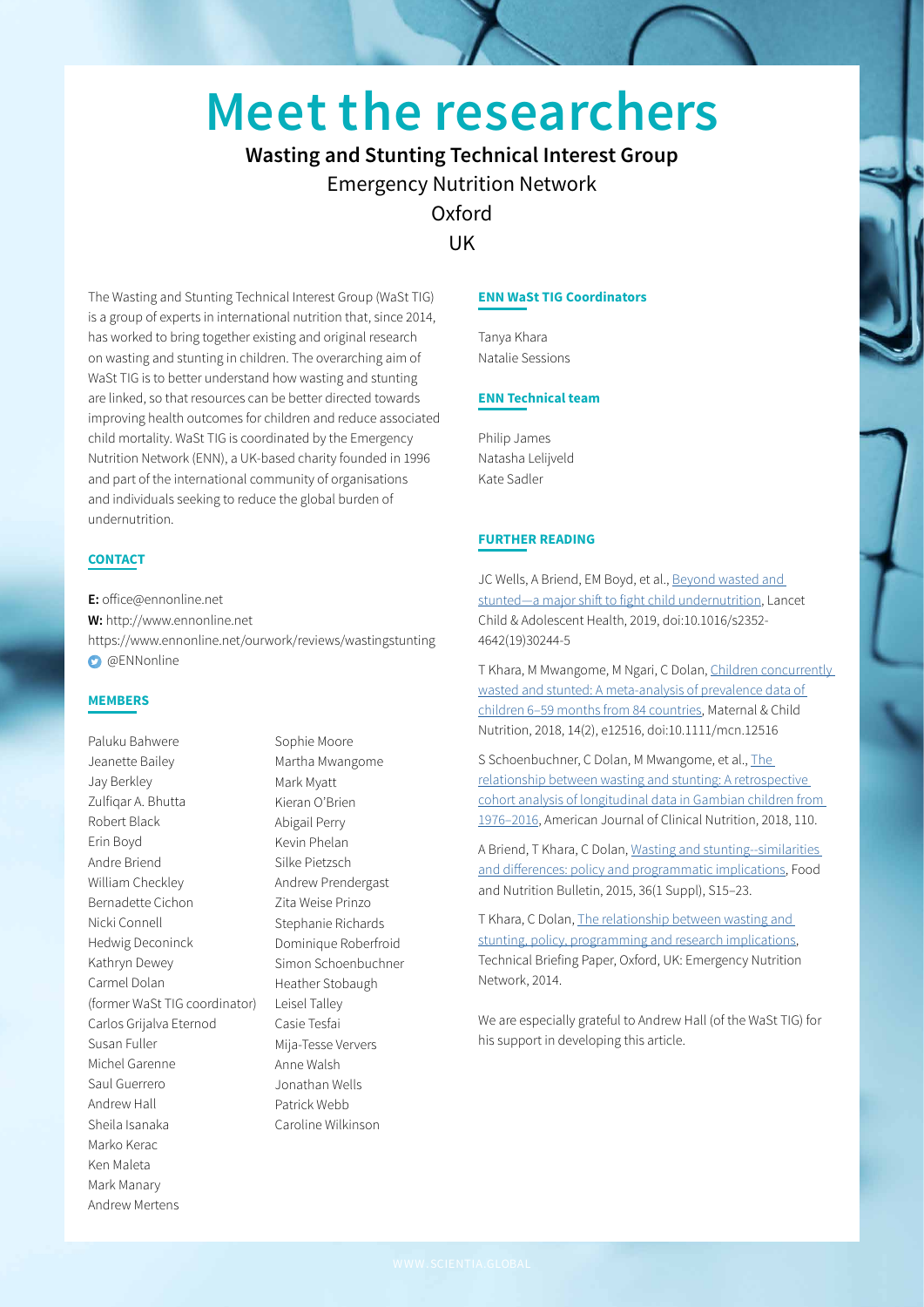# Meet the researchers

**Wasting and Stunting Technical Interest Group**

Emergency Nutrition Network

Oxford

UK

The Wasting and Stunting Technical Interest Group (WaSt TIG) is a group of experts in international nutrition that, since 2014, has worked to bring together existing and original research on wasting and stunting in children. The overarching aim of WaSt TIG is to better understand how wasting and stunting are linked, so that resources can be better directed towards improving health outcomes for children and reduce associated child mortality. WaSt TIG is coordinated by the Emergency Nutrition Network (ENN), a UK-based charity founded in 1996 and part of the international community of organisations and individuals seeking to reduce the global burden of undernutrition.

### CONTACT

**E:** office@ennonline.net
**W:** http://www.ennonline.net
https://www.ennonline.net/ourwork/reviews/wastingstunting
@ENNonline

### MEMBERS

Paluku Bahwere
Jeanette Bailey
Jay Berkley
Zulfiqar A. Bhutta
Robert Black
Erin Boyd
Andre Briend
William Checkley
Bernadette Cichon
Nicki Connell
Hedwig Deconinck
Kathryn Dewey
Carmel Dolan (former WaSt TIG coordinator)
Carlos Grijalva Eternod
Susan Fuller
Michel Garenne
Saul Guerrero
Andrew Hall
Sheila Isanaka
Marko Kerac
Ken Maleta
Mark Manary
Andrew Mertens
Sophie Moore
Martha Mwangome
Mark Myatt
Kieran O'Brien
Abigail Perry
Kevin Phelan
Silke Pietzsch
Andrew Prendergast
Zita Weise Prinzo
Stephanie Richards
Dominique Roberfroid
Simon Schoenbuchner
Heather Stobaugh
Leisel Talley
Casie Tesfai
Mija-Tesse Ververs
Anne Walsh
Jonathan Wells
Patrick Webb
Caroline Wilkinson

### ENN WaSt TIG Coordinators

Tanya Khara
Natalie Sessions

### ENN Technical team

Philip James
Natasha Lelijveld
Kate Sadler

### FURTHER READING

JC Wells, A Briend, EM Boyd, et al., Beyond wasted and stunted—a major shift to fight child undernutrition, Lancet Child & Adolescent Health, 2019, doi:10.1016/s2352-4642(19)30244-5

T Khara, M Mwangome, M Ngari, C Dolan, Children concurrently wasted and stunted: A meta-analysis of prevalence data of children 6–59 months from 84 countries, Maternal & Child Nutrition, 2018, 14(2), e12516, doi:10.1111/mcn.12516

S Schoenbuchner, C Dolan, M Mwangome, et al., The relationship between wasting and stunting: A retrospective cohort analysis of longitudinal data in Gambian children from 1976–2016, American Journal of Clinical Nutrition, 2018, 110.

A Briend, T Khara, C Dolan, Wasting and stunting--similarities and differences: policy and programmatic implications, Food and Nutrition Bulletin, 2015, 36(1 Suppl), S15–23.

T Khara, C Dolan, The relationship between wasting and stunting, policy, programming and research implications, Technical Briefing Paper, Oxford, UK: Emergency Nutrition Network, 2014.

We are especially grateful to Andrew Hall (of the WaSt TIG) for his support in developing this article.